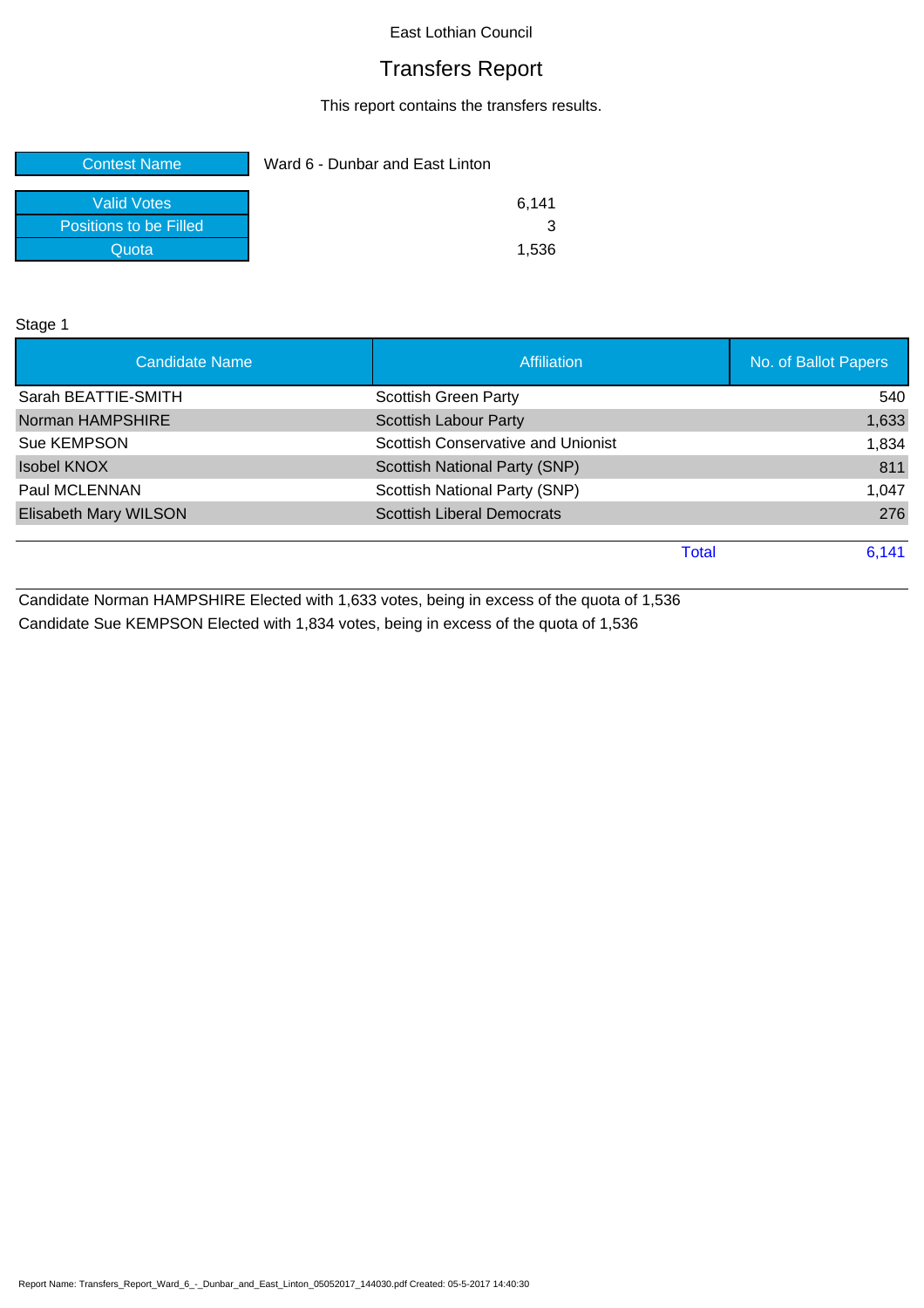East Lothian Council

# Transfers Report

This report contains the transfers results.

| Contest Name | Ward 6 - Dunbar and East Linton |
|---|---|
| Valid Votes | 6,141 |
| Positions to be Filled | 3 |
| Quota | 1,536 |

Stage 1

| Candidate Name | Affiliation | No. of Ballot Papers |
|---|---|---|
| Sarah BEATTIE-SMITH | Scottish Green Party | 540 |
| Norman HAMPSHIRE | Scottish Labour Party | 1,633 |
| Sue KEMPSON | Scottish Conservative and Unionist | 1,834 |
| Isobel KNOX | Scottish National Party (SNP) | 811 |
| Paul MCLENNAN | Scottish National Party (SNP) | 1,047 |
| Elisabeth Mary WILSON | Scottish Liberal Democrats | 276 |
| | Total | 6,141 |

Candidate Norman HAMPSHIRE Elected with 1,633 votes, being in excess of the quota of 1,536

Candidate Sue KEMPSON Elected with 1,834 votes, being in excess of the quota of 1,536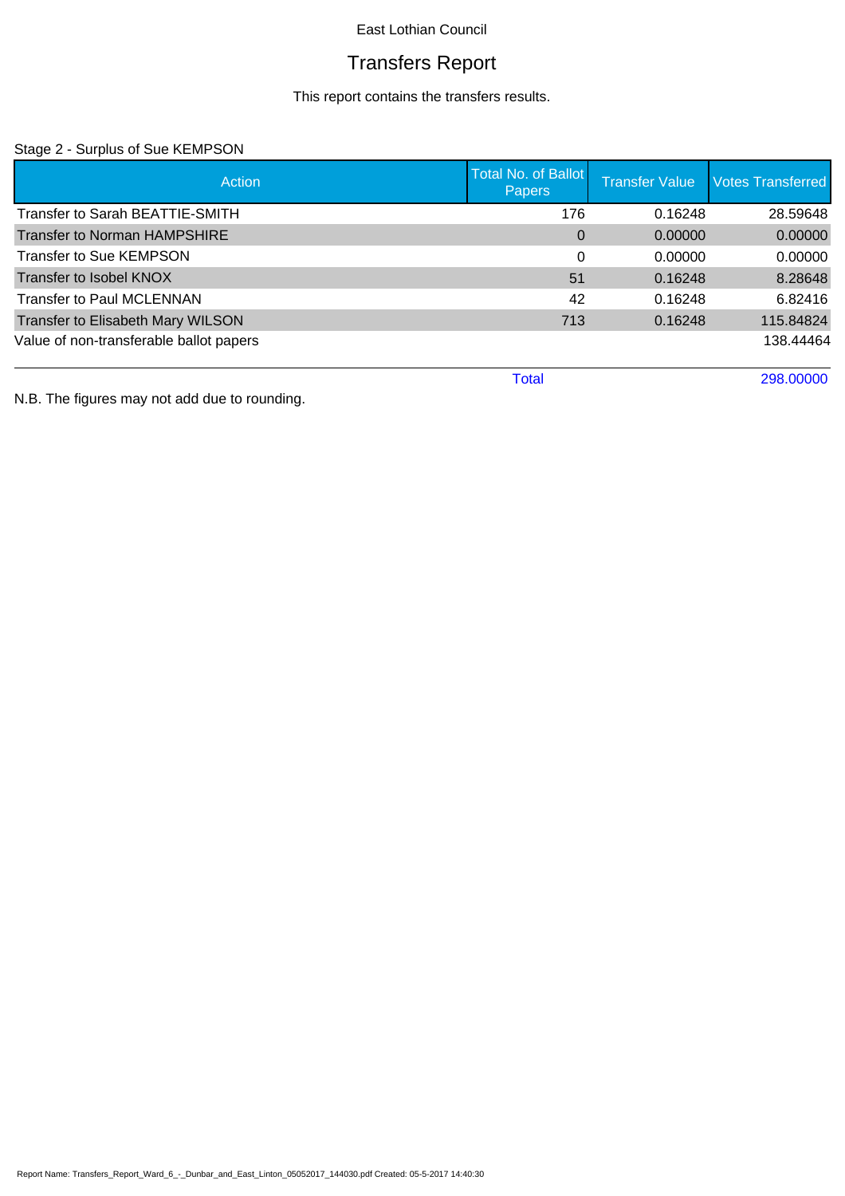East Lothian Council

# Transfers Report

This report contains the transfers results.

Stage 2 - Surplus of Sue KEMPSON

| Action | Total No. of Ballot Papers | Transfer Value | Votes Transferred |
|---|---|---|---|
| Transfer to Sarah BEATTIE-SMITH | 176 | 0.16248 | 28.59648 |
| Transfer to Norman HAMPSHIRE | 0 | 0.00000 | 0.00000 |
| Transfer to Sue KEMPSON | 0 | 0.00000 | 0.00000 |
| Transfer to Isobel KNOX | 51 | 0.16248 | 8.28648 |
| Transfer to Paul MCLENNAN | 42 | 0.16248 | 6.82416 |
| Transfer to Elisabeth Mary WILSON | 713 | 0.16248 | 115.84824 |
| Value of non-transferable ballot papers | | | 138.44464 |
| | Total | | 298.00000 |

N.B. The figures may not add due to rounding.

Report Name: Transfers_Report_Ward_6_-_Dunbar_and_East_Linton_05052017_144030.pdf Created: 05-5-2017 14:40:30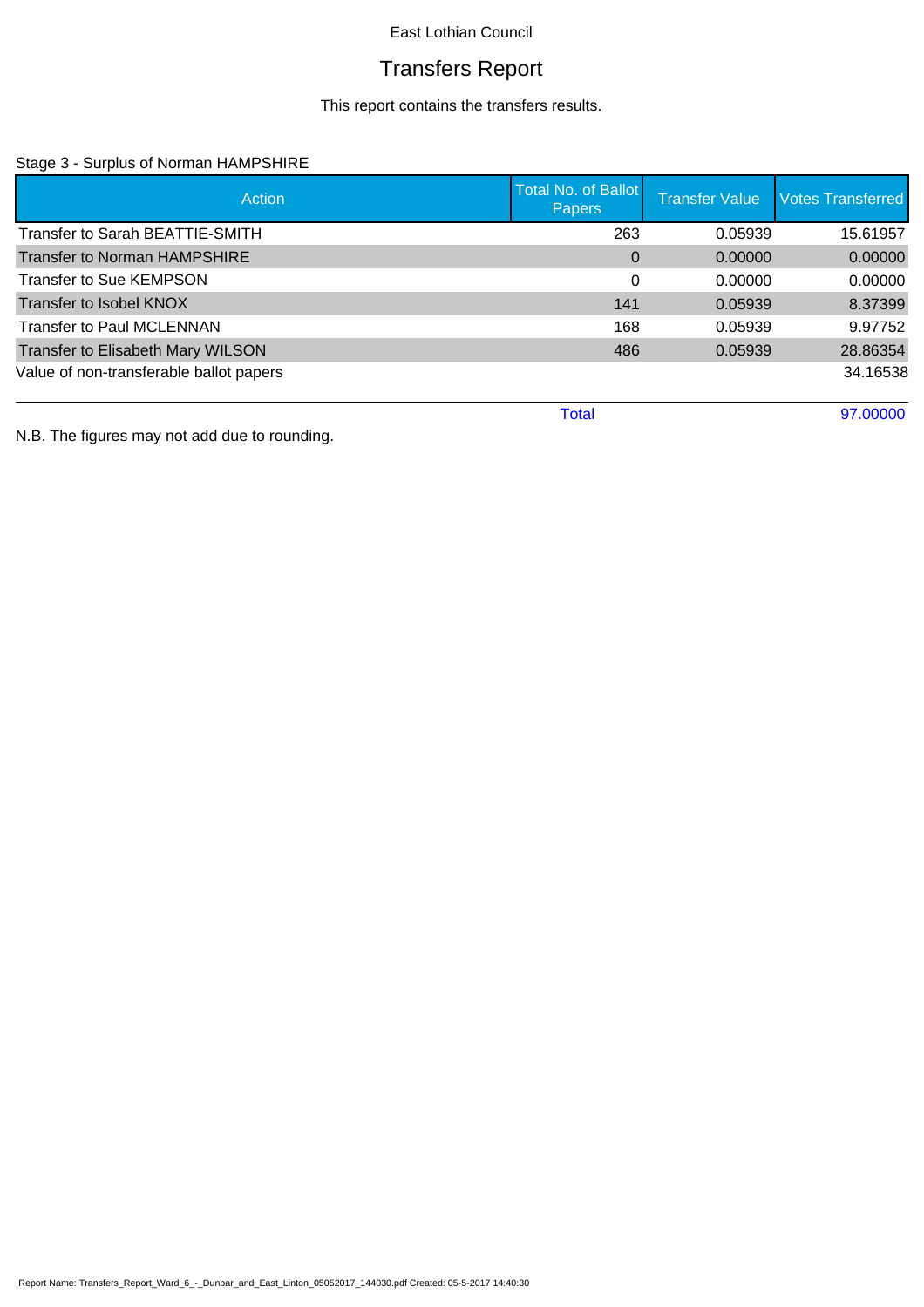East Lothian Council

# Transfers Report

This report contains the transfers results.

Stage 3 - Surplus of Norman HAMPSHIRE

| Action | Total No. of Ballot Papers | Transfer Value | Votes Transferred |
|---|---|---|---|
| Transfer to Sarah BEATTIE-SMITH | 263 | 0.05939 | 15.61957 |
| Transfer to Norman HAMPSHIRE | 0 | 0.00000 | 0.00000 |
| Transfer to Sue KEMPSON | 0 | 0.00000 | 0.00000 |
| Transfer to Isobel KNOX | 141 | 0.05939 | 8.37399 |
| Transfer to Paul MCLENNAN | 168 | 0.05939 | 9.97752 |
| Transfer to Elisabeth Mary WILSON | 486 | 0.05939 | 28.86354 |
| Value of non-transferable ballot papers | | | 34.16538 |
| | Total | | 97.00000 |

N.B. The figures may not add due to rounding.

Report Name: Transfers_Report_Ward_6_-_Dunbar_and_East_Linton_05052017_144030.pdf Created: 05-5-2017 14:40:30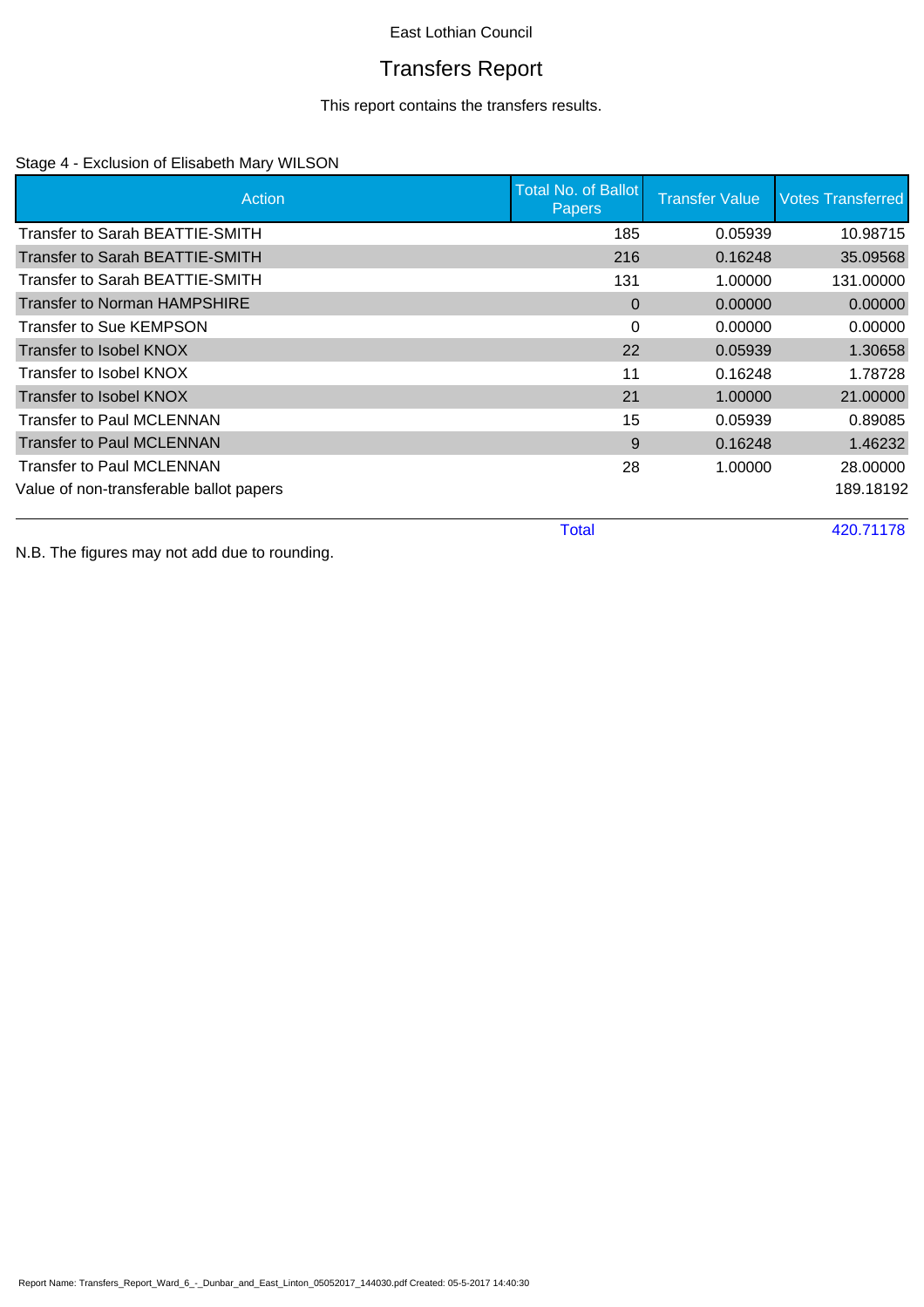East Lothian Council

# Transfers Report

This report contains the transfers results.

## Stage 4 - Exclusion of Elisabeth Mary WILSON

| Action | Total No. of Ballot Papers | Transfer Value | Votes Transferred |
|---|---|---|---|
| Transfer to Sarah BEATTIE-SMITH | 185 | 0.05939 | 10.98715 |
| Transfer to Sarah BEATTIE-SMITH | 216 | 0.16248 | 35.09568 |
| Transfer to Sarah BEATTIE-SMITH | 131 | 1.00000 | 131.00000 |
| Transfer to Norman HAMPSHIRE | 0 | 0.00000 | 0.00000 |
| Transfer to Sue KEMPSON | 0 | 0.00000 | 0.00000 |
| Transfer to Isobel KNOX | 22 | 0.05939 | 1.30658 |
| Transfer to Isobel KNOX | 11 | 0.16248 | 1.78728 |
| Transfer to Isobel KNOX | 21 | 1.00000 | 21.00000 |
| Transfer to Paul MCLENNAN | 15 | 0.05939 | 0.89085 |
| Transfer to Paul MCLENNAN | 9 | 0.16248 | 1.46232 |
| Transfer to Paul MCLENNAN | 28 | 1.00000 | 28.00000 |
| Value of non-transferable ballot papers | | | 189.18192 |
| | Total | | 420.71178 |

N.B. The figures may not add due to rounding.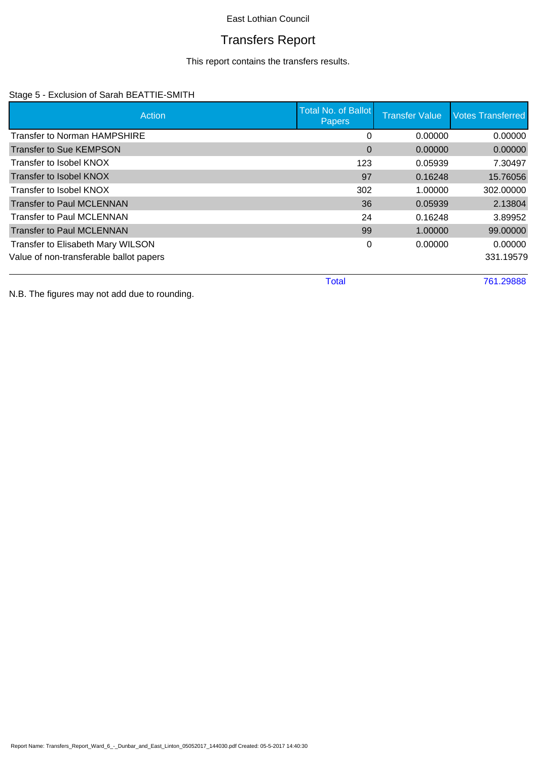East Lothian Council

# Transfers Report

This report contains the transfers results.

## Stage 5 - Exclusion of Sarah BEATTIE-SMITH

| Action | Total No. of Ballot Papers | Transfer Value | Votes Transferred |
|---|---|---|---|
| Transfer to Norman HAMPSHIRE | 0 | 0.00000 | 0.00000 |
| Transfer to Sue KEMPSON | 0 | 0.00000 | 0.00000 |
| Transfer to Isobel KNOX | 123 | 0.05939 | 7.30497 |
| Transfer to Isobel KNOX | 97 | 0.16248 | 15.76056 |
| Transfer to Isobel KNOX | 302 | 1.00000 | 302.00000 |
| Transfer to Paul MCLENNAN | 36 | 0.05939 | 2.13804 |
| Transfer to Paul MCLENNAN | 24 | 0.16248 | 3.89952 |
| Transfer to Paul MCLENNAN | 99 | 1.00000 | 99.00000 |
| Transfer to Elisabeth Mary WILSON | 0 | 0.00000 | 0.00000 |
| Value of non-transferable ballot papers | | | 331.19579 |
| | Total | | 761.29888 |

N.B. The figures may not add due to rounding.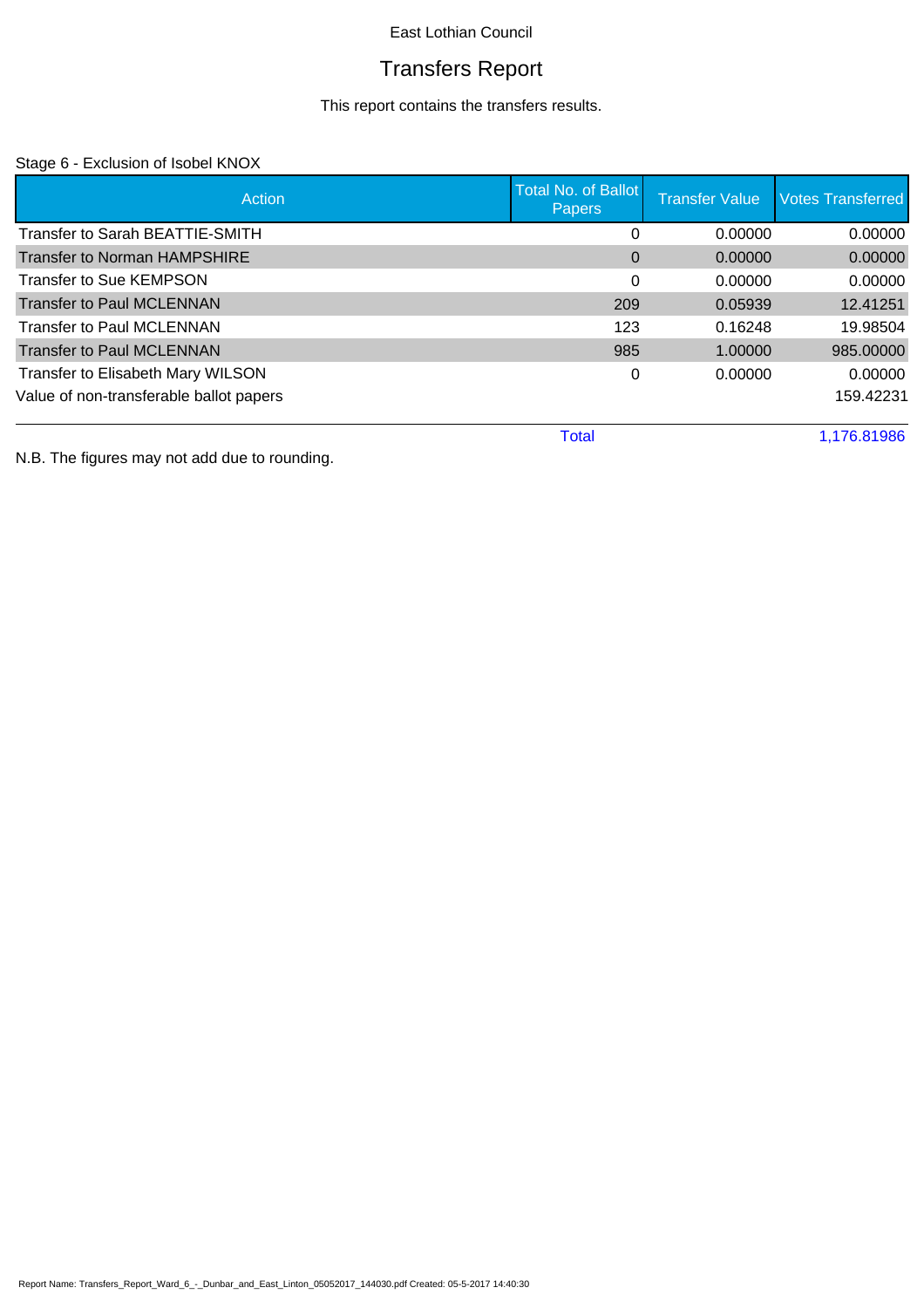East Lothian Council

# Transfers Report

This report contains the transfers results.

Stage 6 - Exclusion of Isobel KNOX

| Action | Total No. of Ballot Papers | Transfer Value | Votes Transferred |
|---|---|---|---|
| Transfer to Sarah BEATTIE-SMITH | 0 | 0.00000 | 0.00000 |
| Transfer to Norman HAMPSHIRE | 0 | 0.00000 | 0.00000 |
| Transfer to Sue KEMPSON | 0 | 0.00000 | 0.00000 |
| Transfer to Paul MCLENNAN | 209 | 0.05939 | 12.41251 |
| Transfer to Paul MCLENNAN | 123 | 0.16248 | 19.98504 |
| Transfer to Paul MCLENNAN | 985 | 1.00000 | 985.00000 |
| Transfer to Elisabeth Mary WILSON | 0 | 0.00000 | 0.00000 |
| Value of non-transferable ballot papers | | | 159.42231 |
| | Total | | 1,176.81986 |

N.B. The figures may not add due to rounding.